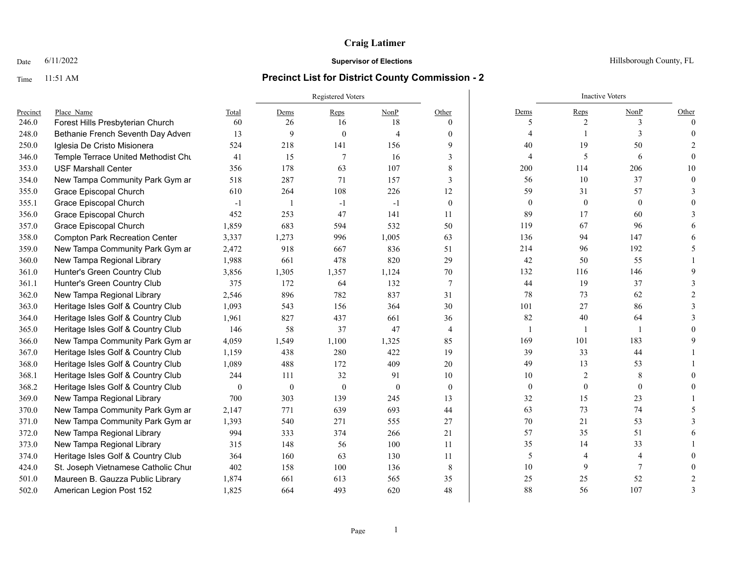**Craig Latimer**

Date 6/11/2022 — **Supervisor of Elections** — Hillsborough County, FL

Time 11:51 AM

## Precinct List for District County Commission - 2

| | | | Registered Voters | | | | Inactive Voters | | | |
|---|---|---|---|---|---|---|---|---|---|---|
| Precinct | Place_Name | Total | Dems | Reps | NonP | Other | Dems | Reps | NonP | Other |
| 246.0 | Forest Hills Presbyterian Church | 60 | 26 | 16 | 18 | 0 | 5 | 2 | 3 | 0 |
| 248.0 | Bethanie French Seventh Day Adven | 13 | 9 | 0 | 4 | 0 | 4 | 1 | 3 | 0 |
| 250.0 | Iglesia De Cristo Misionera | 524 | 218 | 141 | 156 | 9 | 40 | 19 | 50 | 2 |
| 346.0 | Temple Terrace United Methodist Chu | 41 | 15 | 7 | 16 | 3 | 4 | 5 | 6 | 0 |
| 353.0 | USF Marshall Center | 356 | 178 | 63 | 107 | 8 | 200 | 114 | 206 | 10 |
| 354.0 | New Tampa Community Park Gym ar | 518 | 287 | 71 | 157 | 3 | 56 | 10 | 37 | 0 |
| 355.0 | Grace Episcopal Church | 610 | 264 | 108 | 226 | 12 | 59 | 31 | 57 | 3 |
| 355.1 | Grace Episcopal Church | -1 | 1 | -1 | -1 | 0 | 0 | 0 | 0 | 0 |
| 356.0 | Grace Episcopal Church | 452 | 253 | 47 | 141 | 11 | 89 | 17 | 60 | 3 |
| 357.0 | Grace Episcopal Church | 1,859 | 683 | 594 | 532 | 50 | 119 | 67 | 96 | 6 |
| 358.0 | Compton Park Recreation Center | 3,337 | 1,273 | 996 | 1,005 | 63 | 136 | 94 | 147 | 6 |
| 359.0 | New Tampa Community Park Gym ar | 2,472 | 918 | 667 | 836 | 51 | 214 | 96 | 192 | 5 |
| 360.0 | New Tampa Regional Library | 1,988 | 661 | 478 | 820 | 29 | 42 | 50 | 55 | 1 |
| 361.0 | Hunter's Green Country Club | 3,856 | 1,305 | 1,357 | 1,124 | 70 | 132 | 116 | 146 | 9 |
| 361.1 | Hunter's Green Country Club | 375 | 172 | 64 | 132 | 7 | 44 | 19 | 37 | 3 |
| 362.0 | New Tampa Regional Library | 2,546 | 896 | 782 | 837 | 31 | 78 | 73 | 62 | 2 |
| 363.0 | Heritage Isles Golf & Country Club | 1,093 | 543 | 156 | 364 | 30 | 101 | 27 | 86 | 3 |
| 364.0 | Heritage Isles Golf & Country Club | 1,961 | 827 | 437 | 661 | 36 | 82 | 40 | 64 | 3 |
| 365.0 | Heritage Isles Golf & Country Club | 146 | 58 | 37 | 47 | 4 | 1 | 1 | 1 | 0 |
| 366.0 | New Tampa Community Park Gym ar | 4,059 | 1,549 | 1,100 | 1,325 | 85 | 169 | 101 | 183 | 9 |
| 367.0 | Heritage Isles Golf & Country Club | 1,159 | 438 | 280 | 422 | 19 | 39 | 33 | 44 | 1 |
| 368.0 | Heritage Isles Golf & Country Club | 1,089 | 488 | 172 | 409 | 20 | 49 | 13 | 53 | 1 |
| 368.1 | Heritage Isles Golf & Country Club | 244 | 111 | 32 | 91 | 10 | 10 | 2 | 8 | 0 |
| 368.2 | Heritage Isles Golf & Country Club | 0 | 0 | 0 | 0 | 0 | 0 | 0 | 0 | 0 |
| 369.0 | New Tampa Regional Library | 700 | 303 | 139 | 245 | 13 | 32 | 15 | 23 | 1 |
| 370.0 | New Tampa Community Park Gym ar | 2,147 | 771 | 639 | 693 | 44 | 63 | 73 | 74 | 5 |
| 371.0 | New Tampa Community Park Gym ar | 1,393 | 540 | 271 | 555 | 27 | 70 | 21 | 53 | 3 |
| 372.0 | New Tampa Regional Library | 994 | 333 | 374 | 266 | 21 | 57 | 35 | 51 | 6 |
| 373.0 | New Tampa Regional Library | 315 | 148 | 56 | 100 | 11 | 35 | 14 | 33 | 1 |
| 374.0 | Heritage Isles Golf & Country Club | 364 | 160 | 63 | 130 | 11 | 5 | 4 | 4 | 0 |
| 424.0 | St. Joseph Vietnamese Catholic Chur | 402 | 158 | 100 | 136 | 8 | 10 | 9 | 7 | 0 |
| 501.0 | Maureen B. Gauzza Public Library | 1,874 | 661 | 613 | 565 | 35 | 25 | 25 | 52 | 2 |
| 502.0 | American Legion Post 152 | 1,825 | 664 | 493 | 620 | 48 | 88 | 56 | 107 | 3 |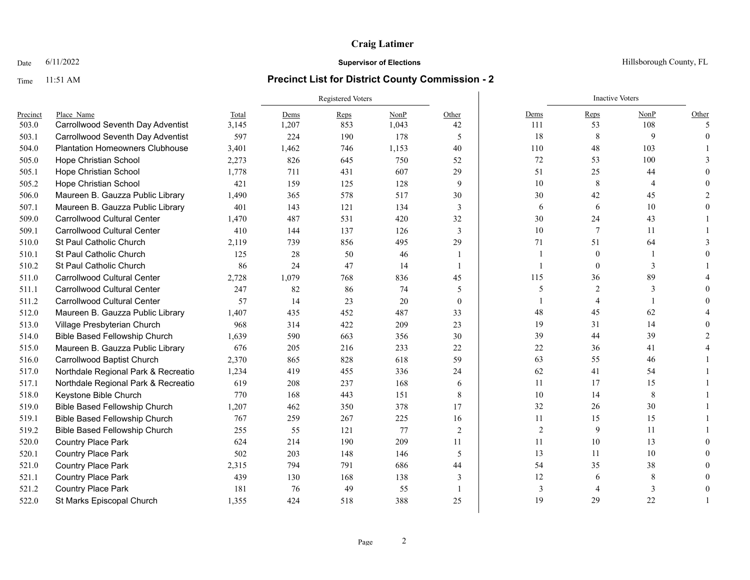# Craig Latimer

Date 6/11/2022 **Supervisor of Elections** Hillsborough County, FL

Time 11:51 AM **Precinct List for District County Commission - 2**

| | | | Registered Voters | | | | Inactive Voters | | | |
|---|---|---|---|---|---|---|---|---|---|---|
| Precinct | Place_Name | Total | Dems | Reps | NonP | Other | Dems | Reps | NonP | Other |
| 503.0 | Carrollwood Seventh Day Adventist | 3,145 | 1,207 | 853 | 1,043 | 42 | 111 | 53 | 108 | 5 |
| 503.1 | Carrollwood Seventh Day Adventist | 597 | 224 | 190 | 178 | 5 | 18 | 8 | 9 | 0 |
| 504.0 | Plantation Homeowners Clubhouse | 3,401 | 1,462 | 746 | 1,153 | 40 | 110 | 48 | 103 | 1 |
| 505.0 | Hope Christian School | 2,273 | 826 | 645 | 750 | 52 | 72 | 53 | 100 | 3 |
| 505.1 | Hope Christian School | 1,778 | 711 | 431 | 607 | 29 | 51 | 25 | 44 | 0 |
| 505.2 | Hope Christian School | 421 | 159 | 125 | 128 | 9 | 10 | 8 | 4 | 0 |
| 506.0 | Maureen B. Gauzza Public Library | 1,490 | 365 | 578 | 517 | 30 | 30 | 42 | 45 | 2 |
| 507.1 | Maureen B. Gauzza Public Library | 401 | 143 | 121 | 134 | 3 | 6 | 6 | 10 | 0 |
| 509.0 | Carrollwood Cultural Center | 1,470 | 487 | 531 | 420 | 32 | 30 | 24 | 43 | 1 |
| 509.1 | Carrollwood Cultural Center | 410 | 144 | 137 | 126 | 3 | 10 | 7 | 11 | 1 |
| 510.0 | St Paul Catholic Church | 2,119 | 739 | 856 | 495 | 29 | 71 | 51 | 64 | 3 |
| 510.1 | St Paul Catholic Church | 125 | 28 | 50 | 46 | 1 | 1 | 0 | 1 | 0 |
| 510.2 | St Paul Catholic Church | 86 | 24 | 47 | 14 | 1 | 1 | 0 | 3 | 1 |
| 511.0 | Carrollwood Cultural Center | 2,728 | 1,079 | 768 | 836 | 45 | 115 | 36 | 89 | 4 |
| 511.1 | Carrollwood Cultural Center | 247 | 82 | 86 | 74 | 5 | 5 | 2 | 3 | 0 |
| 511.2 | Carrollwood Cultural Center | 57 | 14 | 23 | 20 | 0 | 1 | 4 | 1 | 0 |
| 512.0 | Maureen B. Gauzza Public Library | 1,407 | 435 | 452 | 487 | 33 | 48 | 45 | 62 | 4 |
| 513.0 | Village Presbyterian Church | 968 | 314 | 422 | 209 | 23 | 19 | 31 | 14 | 0 |
| 514.0 | Bible Based Fellowship Church | 1,639 | 590 | 663 | 356 | 30 | 39 | 44 | 39 | 2 |
| 515.0 | Maureen B. Gauzza Public Library | 676 | 205 | 216 | 233 | 22 | 22 | 36 | 41 | 4 |
| 516.0 | Carrollwood Baptist Church | 2,370 | 865 | 828 | 618 | 59 | 63 | 55 | 46 | 1 |
| 517.0 | Northdale Regional Park & Recreatio | 1,234 | 419 | 455 | 336 | 24 | 62 | 41 | 54 | 1 |
| 517.1 | Northdale Regional Park & Recreatio | 619 | 208 | 237 | 168 | 6 | 11 | 17 | 15 | 1 |
| 518.0 | Keystone Bible Church | 770 | 168 | 443 | 151 | 8 | 10 | 14 | 8 | 1 |
| 519.0 | Bible Based Fellowship Church | 1,207 | 462 | 350 | 378 | 17 | 32 | 26 | 30 | 1 |
| 519.1 | Bible Based Fellowship Church | 767 | 259 | 267 | 225 | 16 | 11 | 15 | 15 | 1 |
| 519.2 | Bible Based Fellowship Church | 255 | 55 | 121 | 77 | 2 | 2 | 9 | 11 | 1 |
| 520.0 | Country Place Park | 624 | 214 | 190 | 209 | 11 | 11 | 10 | 13 | 0 |
| 520.1 | Country Place Park | 502 | 203 | 148 | 146 | 5 | 13 | 11 | 10 | 0 |
| 521.0 | Country Place Park | 2,315 | 794 | 791 | 686 | 44 | 54 | 35 | 38 | 0 |
| 521.1 | Country Place Park | 439 | 130 | 168 | 138 | 3 | 12 | 6 | 8 | 0 |
| 521.2 | Country Place Park | 181 | 76 | 49 | 55 | 1 | 3 | 4 | 3 | 0 |
| 522.0 | St Marks Episcopal Church | 1,355 | 424 | 518 | 388 | 25 | 19 | 29 | 22 | 1 |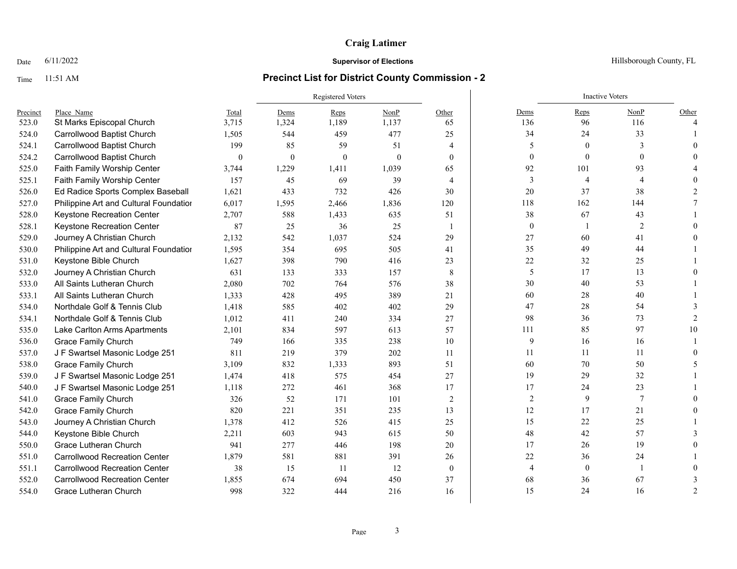# Craig Latimer

Date 6/11/2022 **Supervisor of Elections** Hillsborough County, FL

Time 11:51 AM

## Precinct List for District County Commission - 2

| Precinct | Place_Name | Total | Registered Voters | | | | Inactive Voters | | | |
|---|---|---|---|---|---|---|---|---|---|---|
| | | | Dems | Reps | NonP | Other | Dems | Reps | NonP | Other |
| 523.0 | St Marks Episcopal Church | 3,715 | 1,324 | 1,189 | 1,137 | 65 | 136 | 96 | 116 | 4 |
| 524.0 | Carrollwood Baptist Church | 1,505 | 544 | 459 | 477 | 25 | 34 | 24 | 33 | 1 |
| 524.1 | Carrollwood Baptist Church | 199 | 85 | 59 | 51 | 4 | 5 | 0 | 3 | 0 |
| 524.2 | Carrollwood Baptist Church | 0 | 0 | 0 | 0 | 0 | 0 | 0 | 0 | 0 |
| 525.0 | Faith Family Worship Center | 3,744 | 1,229 | 1,411 | 1,039 | 65 | 92 | 101 | 93 | 4 |
| 525.1 | Faith Family Worship Center | 157 | 45 | 69 | 39 | 4 | 3 | 4 | 4 | 0 |
| 526.0 | Ed Radice Sports Complex Baseball | 1,621 | 433 | 732 | 426 | 30 | 20 | 37 | 38 | 2 |
| 527.0 | Philippine Art and Cultural Foundatior | 6,017 | 1,595 | 2,466 | 1,836 | 120 | 118 | 162 | 144 | 7 |
| 528.0 | Keystone Recreation Center | 2,707 | 588 | 1,433 | 635 | 51 | 38 | 67 | 43 | 1 |
| 528.1 | Keystone Recreation Center | 87 | 25 | 36 | 25 | 1 | 0 | 1 | 2 | 0 |
| 529.0 | Journey A Christian Church | 2,132 | 542 | 1,037 | 524 | 29 | 27 | 60 | 41 | 0 |
| 530.0 | Philippine Art and Cultural Foundatior | 1,595 | 354 | 695 | 505 | 41 | 35 | 49 | 44 | 1 |
| 531.0 | Keystone Bible Church | 1,627 | 398 | 790 | 416 | 23 | 22 | 32 | 25 | 1 |
| 532.0 | Journey A Christian Church | 631 | 133 | 333 | 157 | 8 | 5 | 17 | 13 | 0 |
| 533.0 | All Saints Lutheran Church | 2,080 | 702 | 764 | 576 | 38 | 30 | 40 | 53 | 1 |
| 533.1 | All Saints Lutheran Church | 1,333 | 428 | 495 | 389 | 21 | 60 | 28 | 40 | 1 |
| 534.0 | Northdale Golf & Tennis Club | 1,418 | 585 | 402 | 402 | 29 | 47 | 28 | 54 | 3 |
| 534.1 | Northdale Golf & Tennis Club | 1,012 | 411 | 240 | 334 | 27 | 98 | 36 | 73 | 2 |
| 535.0 | Lake Carlton Arms Apartments | 2,101 | 834 | 597 | 613 | 57 | 111 | 85 | 97 | 10 |
| 536.0 | Grace Family Church | 749 | 166 | 335 | 238 | 10 | 9 | 16 | 16 | 1 |
| 537.0 | J F Swartsel Masonic Lodge 251 | 811 | 219 | 379 | 202 | 11 | 11 | 11 | 11 | 0 |
| 538.0 | Grace Family Church | 3,109 | 832 | 1,333 | 893 | 51 | 60 | 70 | 50 | 5 |
| 539.0 | J F Swartsel Masonic Lodge 251 | 1,474 | 418 | 575 | 454 | 27 | 19 | 29 | 32 | 1 |
| 540.0 | J F Swartsel Masonic Lodge 251 | 1,118 | 272 | 461 | 368 | 17 | 17 | 24 | 23 | 1 |
| 541.0 | Grace Family Church | 326 | 52 | 171 | 101 | 2 | 2 | 9 | 7 | 0 |
| 542.0 | Grace Family Church | 820 | 221 | 351 | 235 | 13 | 12 | 17 | 21 | 0 |
| 543.0 | Journey A Christian Church | 1,378 | 412 | 526 | 415 | 25 | 15 | 22 | 25 | 1 |
| 544.0 | Keystone Bible Church | 2,211 | 603 | 943 | 615 | 50 | 48 | 42 | 57 | 3 |
| 550.0 | Grace Lutheran Church | 941 | 277 | 446 | 198 | 20 | 17 | 26 | 19 | 0 |
| 551.0 | Carrollwood Recreation Center | 1,879 | 581 | 881 | 391 | 26 | 22 | 36 | 24 | 1 |
| 551.1 | Carrollwood Recreation Center | 38 | 15 | 11 | 12 | 0 | 4 | 0 | 1 | 0 |
| 552.0 | Carrollwood Recreation Center | 1,855 | 674 | 694 | 450 | 37 | 68 | 36 | 67 | 3 |
| 554.0 | Grace Lutheran Church | 998 | 322 | 444 | 216 | 16 | 15 | 24 | 16 | 2 |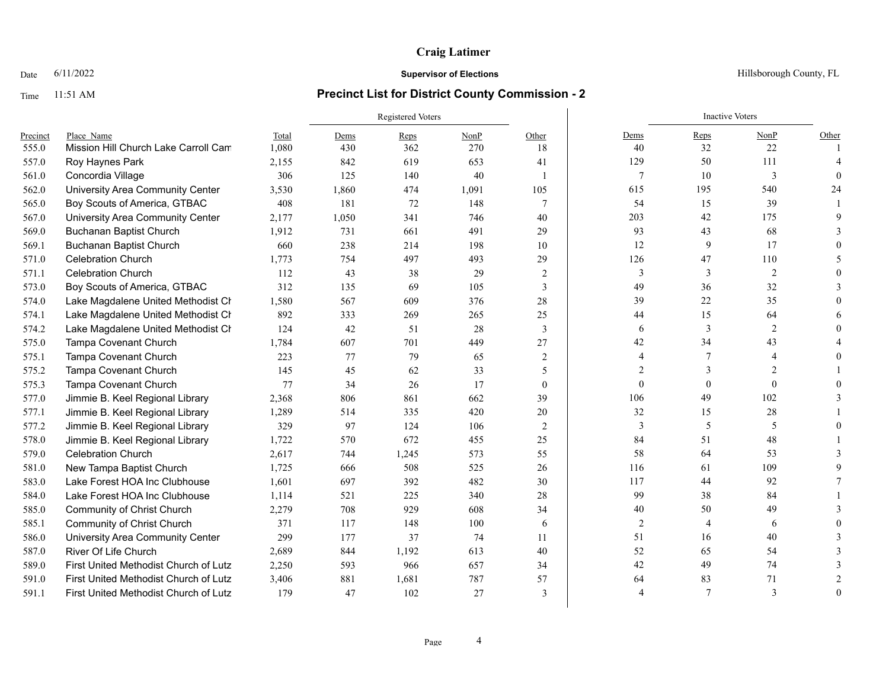**Craig Latimer**

Date 6/11/2022 **Supervisor of Elections** Hillsborough County, FL

Time 11:51 AM

## Precinct List for District County Commission - 2

| | | | Registered Voters | | | | Inactive Voters | | | |
|---|---|---|---|---|---|---|---|---|---|---|
| Precinct | Place Name | Total | Dems | Reps | NonP | Other | Dems | Reps | NonP | Other |
| 555.0 | Mission Hill Church Lake Carroll Cam | 1,080 | 430 | 362 | 270 | 18 | 40 | 32 | 22 | 1 |
| 557.0 | Roy Haynes Park | 2,155 | 842 | 619 | 653 | 41 | 129 | 50 | 111 | 4 |
| 561.0 | Concordia Village | 306 | 125 | 140 | 40 | 1 | 7 | 10 | 3 | 0 |
| 562.0 | University Area Community Center | 3,530 | 1,860 | 474 | 1,091 | 105 | 615 | 195 | 540 | 24 |
| 565.0 | Boy Scouts of America, GTBAC | 408 | 181 | 72 | 148 | 7 | 54 | 15 | 39 | 1 |
| 567.0 | University Area Community Center | 2,177 | 1,050 | 341 | 746 | 40 | 203 | 42 | 175 | 9 |
| 569.0 | Buchanan Baptist Church | 1,912 | 731 | 661 | 491 | 29 | 93 | 43 | 68 | 3 |
| 569.1 | Buchanan Baptist Church | 660 | 238 | 214 | 198 | 10 | 12 | 9 | 17 | 0 |
| 571.0 | Celebration Church | 1,773 | 754 | 497 | 493 | 29 | 126 | 47 | 110 | 5 |
| 571.1 | Celebration Church | 112 | 43 | 38 | 29 | 2 | 3 | 3 | 2 | 0 |
| 573.0 | Boy Scouts of America, GTBAC | 312 | 135 | 69 | 105 | 3 | 49 | 36 | 32 | 3 |
| 574.0 | Lake Magdalene United Methodist Ch | 1,580 | 567 | 609 | 376 | 28 | 39 | 22 | 35 | 0 |
| 574.1 | Lake Magdalene United Methodist Ch | 892 | 333 | 269 | 265 | 25 | 44 | 15 | 64 | 6 |
| 574.2 | Lake Magdalene United Methodist Ch | 124 | 42 | 51 | 28 | 3 | 6 | 3 | 2 | 0 |
| 575.0 | Tampa Covenant Church | 1,784 | 607 | 701 | 449 | 27 | 42 | 34 | 43 | 4 |
| 575.1 | Tampa Covenant Church | 223 | 77 | 79 | 65 | 2 | 4 | 7 | 4 | 0 |
| 575.2 | Tampa Covenant Church | 145 | 45 | 62 | 33 | 5 | 2 | 3 | 2 | 1 |
| 575.3 | Tampa Covenant Church | 77 | 34 | 26 | 17 | 0 | 0 | 0 | 0 | 0 |
| 577.0 | Jimmie B. Keel Regional Library | 2,368 | 806 | 861 | 662 | 39 | 106 | 49 | 102 | 3 |
| 577.1 | Jimmie B. Keel Regional Library | 1,289 | 514 | 335 | 420 | 20 | 32 | 15 | 28 | 1 |
| 577.2 | Jimmie B. Keel Regional Library | 329 | 97 | 124 | 106 | 2 | 3 | 5 | 5 | 0 |
| 578.0 | Jimmie B. Keel Regional Library | 1,722 | 570 | 672 | 455 | 25 | 84 | 51 | 48 | 1 |
| 579.0 | Celebration Church | 2,617 | 744 | 1,245 | 573 | 55 | 58 | 64 | 53 | 3 |
| 581.0 | New Tampa Baptist Church | 1,725 | 666 | 508 | 525 | 26 | 116 | 61 | 109 | 9 |
| 583.0 | Lake Forest HOA Inc Clubhouse | 1,601 | 697 | 392 | 482 | 30 | 117 | 44 | 92 | 7 |
| 584.0 | Lake Forest HOA Inc Clubhouse | 1,114 | 521 | 225 | 340 | 28 | 99 | 38 | 84 | 1 |
| 585.0 | Community of Christ Church | 2,279 | 708 | 929 | 608 | 34 | 40 | 50 | 49 | 3 |
| 585.1 | Community of Christ Church | 371 | 117 | 148 | 100 | 6 | 2 | 4 | 6 | 0 |
| 586.0 | University Area Community Center | 299 | 177 | 37 | 74 | 11 | 51 | 16 | 40 | 3 |
| 587.0 | River Of Life Church | 2,689 | 844 | 1,192 | 613 | 40 | 52 | 65 | 54 | 3 |
| 589.0 | First United Methodist Church of Lutz | 2,250 | 593 | 966 | 657 | 34 | 42 | 49 | 74 | 3 |
| 591.0 | First United Methodist Church of Lutz | 3,406 | 881 | 1,681 | 787 | 57 | 64 | 83 | 71 | 2 |
| 591.1 | First United Methodist Church of Lutz | 179 | 47 | 102 | 27 | 3 | 4 | 7 | 3 | 0 |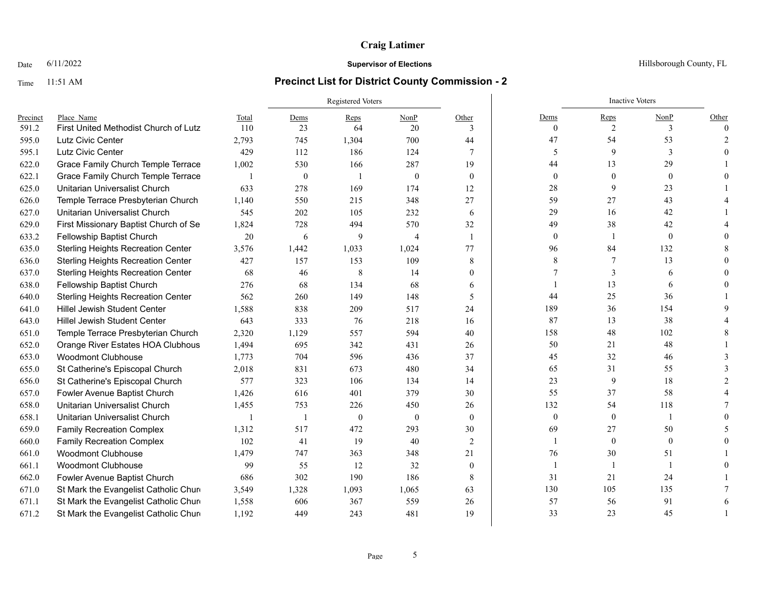| Precinct | Place_Name | Total | Registered Voters Dems | Reps | NonP | Other | Inactive Voters Dems | Reps | NonP | Other |
|---|---|---|---|---|---|---|---|---|---|---|
| 591.2 | First United Methodist Church of Lutz | 110 | 23 | 64 | 20 | 3 | 0 | 2 | 3 | 0 |
| 595.0 | Lutz Civic Center | 2,793 | 745 | 1,304 | 700 | 44 | 47 | 54 | 53 | 2 |
| 595.1 | Lutz Civic Center | 429 | 112 | 186 | 124 | 7 | 5 | 9 | 3 | 0 |
| 622.0 | Grace Family Church Temple Terrace | 1,002 | 530 | 166 | 287 | 19 | 44 | 13 | 29 | 1 |
| 622.1 | Grace Family Church Temple Terrace | 1 | 0 | 1 | 0 | 0 | 0 | 0 | 0 | 0 |
| 625.0 | Unitarian Universalist Church | 633 | 278 | 169 | 174 | 12 | 28 | 9 | 23 | 1 |
| 626.0 | Temple Terrace Presbyterian Church | 1,140 | 550 | 215 | 348 | 27 | 59 | 27 | 43 | 4 |
| 627.0 | Unitarian Universalist Church | 545 | 202 | 105 | 232 | 6 | 29 | 16 | 42 | 1 |
| 629.0 | First Missionary Baptist Church of Se | 1,824 | 728 | 494 | 570 | 32 | 49 | 38 | 42 | 4 |
| 633.2 | Fellowship Baptist Church | 20 | 6 | 9 | 4 | 1 | 0 | 1 | 0 | 0 |
| 635.0 | Sterling Heights Recreation Center | 3,576 | 1,442 | 1,033 | 1,024 | 77 | 96 | 84 | 132 | 8 |
| 636.0 | Sterling Heights Recreation Center | 427 | 157 | 153 | 109 | 8 | 8 | 7 | 13 | 0 |
| 637.0 | Sterling Heights Recreation Center | 68 | 46 | 8 | 14 | 0 | 7 | 3 | 6 | 0 |
| 638.0 | Fellowship Baptist Church | 276 | 68 | 134 | 68 | 6 | 1 | 13 | 6 | 0 |
| 640.0 | Sterling Heights Recreation Center | 562 | 260 | 149 | 148 | 5 | 44 | 25 | 36 | 1 |
| 641.0 | Hillel Jewish Student Center | 1,588 | 838 | 209 | 517 | 24 | 189 | 36 | 154 | 9 |
| 643.0 | Hillel Jewish Student Center | 643 | 333 | 76 | 218 | 16 | 87 | 13 | 38 | 4 |
| 651.0 | Temple Terrace Presbyterian Church | 2,320 | 1,129 | 557 | 594 | 40 | 158 | 48 | 102 | 8 |
| 652.0 | Orange River Estates HOA Clubhous | 1,494 | 695 | 342 | 431 | 26 | 50 | 21 | 48 | 1 |
| 653.0 | Woodmont Clubhouse | 1,773 | 704 | 596 | 436 | 37 | 45 | 32 | 46 | 3 |
| 655.0 | St Catherine's Episcopal Church | 2,018 | 831 | 673 | 480 | 34 | 65 | 31 | 55 | 3 |
| 656.0 | St Catherine's Episcopal Church | 577 | 323 | 106 | 134 | 14 | 23 | 9 | 18 | 2 |
| 657.0 | Fowler Avenue Baptist Church | 1,426 | 616 | 401 | 379 | 30 | 55 | 37 | 58 | 4 |
| 658.0 | Unitarian Universalist Church | 1,455 | 753 | 226 | 450 | 26 | 132 | 54 | 118 | 7 |
| 658.1 | Unitarian Universalist Church | 1 | 1 | 0 | 0 | 0 | 0 | 0 | 1 | 0 |
| 659.0 | Family Recreation Complex | 1,312 | 517 | 472 | 293 | 30 | 69 | 27 | 50 | 5 |
| 660.0 | Family Recreation Complex | 102 | 41 | 19 | 40 | 2 | 1 | 0 | 0 | 0 |
| 661.0 | Woodmont Clubhouse | 1,479 | 747 | 363 | 348 | 21 | 76 | 30 | 51 | 1 |
| 661.1 | Woodmont Clubhouse | 99 | 55 | 12 | 32 | 0 | 1 | 1 | 1 | 0 |
| 662.0 | Fowler Avenue Baptist Church | 686 | 302 | 190 | 186 | 8 | 31 | 21 | 24 | 1 |
| 671.0 | St Mark the Evangelist Catholic Churc | 3,549 | 1,328 | 1,093 | 1,065 | 63 | 130 | 105 | 135 | 7 |
| 671.1 | St Mark the Evangelist Catholic Churc | 1,558 | 606 | 367 | 559 | 26 | 57 | 56 | 91 | 6 |
| 671.2 | St Mark the Evangelist Catholic Churc | 1,192 | 449 | 243 | 481 | 19 | 33 | 23 | 45 | 1 |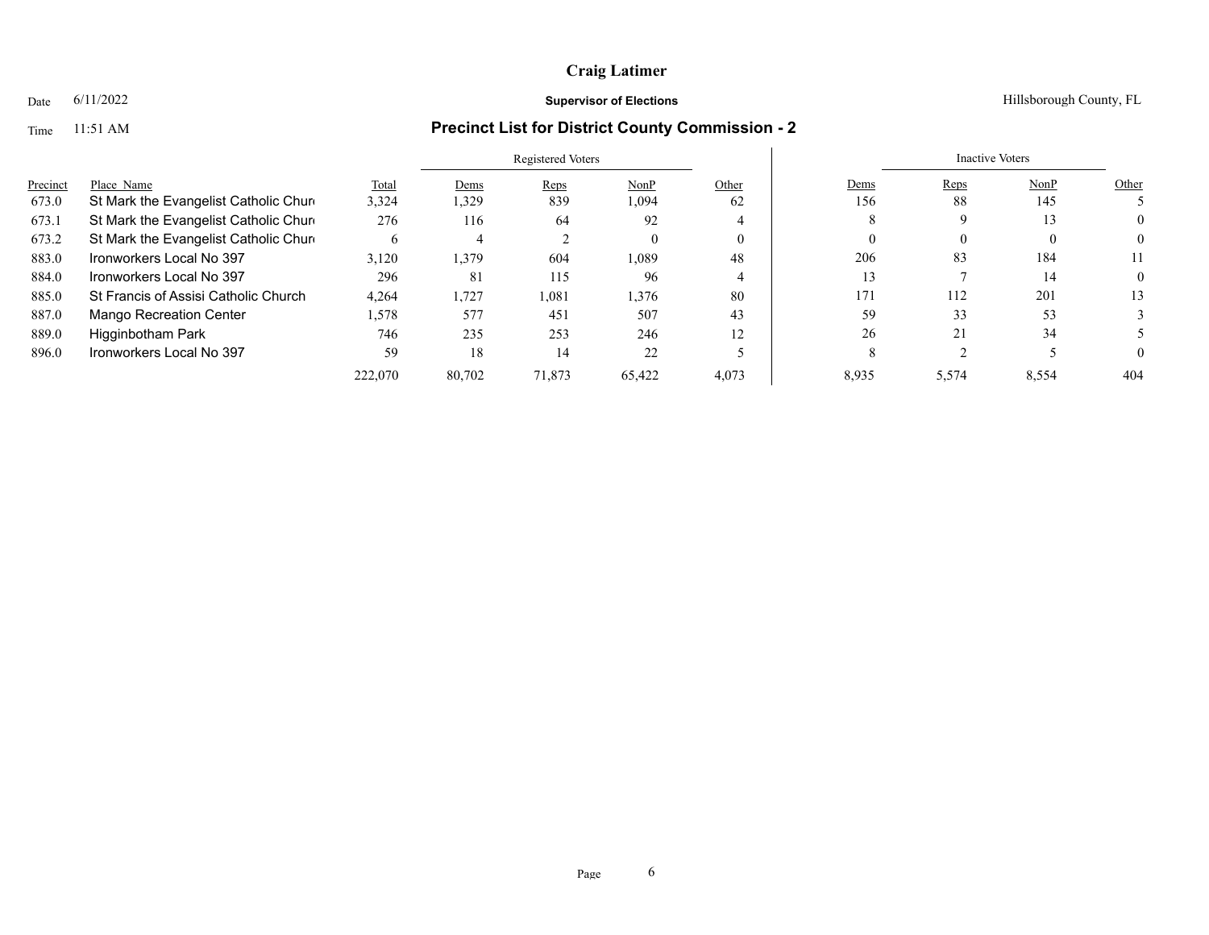**Craig Latimer**

Date 6/11/2022 **Supervisor of Elections** Hillsborough County, FL

Time 11:51 AM

## Precinct List for District County Commission - 2

| | | | Registered Voters | | | | Inactive Voters | | | |
|---|---|---|---|---|---|---|---|---|---|---|
| Precinct | Place_Name | Total | Dems | Reps | NonP | Other | Dems | Reps | NonP | Other |
| 673.0 | St Mark the Evangelist Catholic Chur | 3,324 | 1,329 | 839 | 1,094 | 62 | 156 | 88 | 145 | 5 |
| 673.1 | St Mark the Evangelist Catholic Chur | 276 | 116 | 64 | 92 | 4 | 8 | 9 | 13 | 0 |
| 673.2 | St Mark the Evangelist Catholic Chur | 6 | 4 | 2 | 0 | 0 | 0 | 0 | 0 | 0 |
| 883.0 | Ironworkers Local No 397 | 3,120 | 1,379 | 604 | 1,089 | 48 | 206 | 83 | 184 | 11 |
| 884.0 | Ironworkers Local No 397 | 296 | 81 | 115 | 96 | 4 | 13 | 7 | 14 | 0 |
| 885.0 | St Francis of Assisi Catholic Church | 4,264 | 1,727 | 1,081 | 1,376 | 80 | 171 | 112 | 201 | 13 |
| 887.0 | Mango Recreation Center | 1,578 | 577 | 451 | 507 | 43 | 59 | 33 | 53 | 3 |
| 889.0 | Higginbotham Park | 746 | 235 | 253 | 246 | 12 | 26 | 21 | 34 | 5 |
| 896.0 | Ironworkers Local No 397 | 59 | 18 | 14 | 22 | 5 | 8 | 2 | 5 | 0 |
| | | 222,070 | 80,702 | 71,873 | 65,422 | 4,073 | 8,935 | 5,574 | 8,554 | 404 |